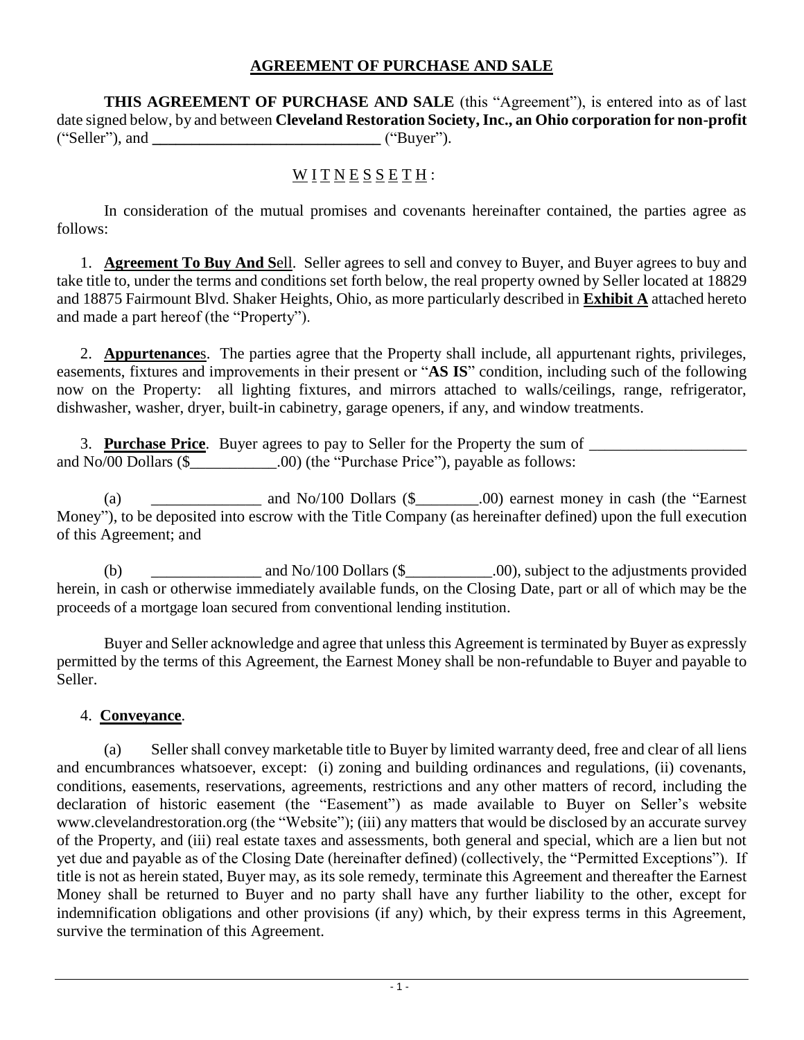# AGREEMENT OF PURCHASE AND SALE

**THIS AGREEMENT OF PURCHASE AND SALE** (this "Agreement"), is entered into as of last date signed below, by and between **Cleveland Restoration Society, Inc., an Ohio corporation for non-profit** ("Seller"), and **______________________________** ("Buyer").

W I T N E S S E T H :

In consideration of the mutual promises and covenants hereinafter contained, the parties agree as follows:

1. **Agreement To Buy And S**ell. Seller agrees to sell and convey to Buyer, and Buyer agrees to buy and take title to, under the terms and conditions set forth below, the real property owned by Seller located at 18829 and 18875 Fairmount Blvd. Shaker Heights, Ohio, as more particularly described in **Exhibit A** attached hereto and made a part hereof (the "Property").

2. **Appurtenance**s. The parties agree that the Property shall include, all appurtenant rights, privileges, easements, fixtures and improvements in their present or "**AS IS**" condition, including such of the following now on the Property: all lighting fixtures, and mirrors attached to walls/ceilings, range, refrigerator, dishwasher, washer, dryer, built-in cabinetry, garage openers, if any, and window treatments.

3. **Purchase Price**. Buyer agrees to pay to Seller for the Property the sum of ____________________ and No/00 Dollars ($___________.00) (the "Purchase Price"), payable as follows:

(a) ______________ and No/100 Dollars ($________.00) earnest money in cash (the "Earnest Money"), to be deposited into escrow with the Title Company (as hereinafter defined) upon the full execution of this Agreement; and

(b) ______________ and No/100 Dollars ($___________.00), subject to the adjustments provided herein, in cash or otherwise immediately available funds, on the Closing Date, part or all of which may be the proceeds of a mortgage loan secured from conventional lending institution.

Buyer and Seller acknowledge and agree that unless this Agreement is terminated by Buyer as expressly permitted by the terms of this Agreement, the Earnest Money shall be non-refundable to Buyer and payable to Seller.

4. **Conveyance**.

(a) Seller shall convey marketable title to Buyer by limited warranty deed, free and clear of all liens and encumbrances whatsoever, except: (i) zoning and building ordinances and regulations, (ii) covenants, conditions, easements, reservations, agreements, restrictions and any other matters of record, including the declaration of historic easement (the "Easement") as made available to Buyer on Seller's website www.clevelandrestoration.org (the "Website"); (iii) any matters that would be disclosed by an accurate survey of the Property, and (iii) real estate taxes and assessments, both general and special, which are a lien but not yet due and payable as of the Closing Date (hereinafter defined) (collectively, the "Permitted Exceptions"). If title is not as herein stated, Buyer may, as its sole remedy, terminate this Agreement and thereafter the Earnest Money shall be returned to Buyer and no party shall have any further liability to the other, except for indemnification obligations and other provisions (if any) which, by their express terms in this Agreement, survive the termination of this Agreement.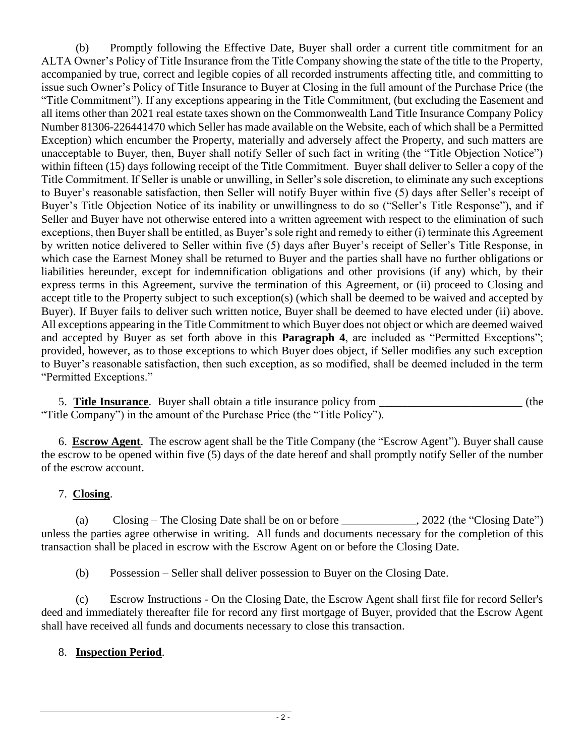(b) Promptly following the Effective Date, Buyer shall order a current title commitment for an ALTA Owner's Policy of Title Insurance from the Title Company showing the state of the title to the Property, accompanied by true, correct and legible copies of all recorded instruments affecting title, and committing to issue such Owner's Policy of Title Insurance to Buyer at Closing in the full amount of the Purchase Price (the "Title Commitment"). If any exceptions appearing in the Title Commitment, (but excluding the Easement and all items other than 2021 real estate taxes shown on the Commonwealth Land Title Insurance Company Policy Number 81306-226441470 which Seller has made available on the Website, each of which shall be a Permitted Exception) which encumber the Property, materially and adversely affect the Property, and such matters are unacceptable to Buyer, then, Buyer shall notify Seller of such fact in writing (the "Title Objection Notice") within fifteen (15) days following receipt of the Title Commitment. Buyer shall deliver to Seller a copy of the Title Commitment. If Seller is unable or unwilling, in Seller's sole discretion, to eliminate any such exceptions to Buyer's reasonable satisfaction, then Seller will notify Buyer within five (5) days after Seller's receipt of Buyer's Title Objection Notice of its inability or unwillingness to do so ("Seller's Title Response"), and if Seller and Buyer have not otherwise entered into a written agreement with respect to the elimination of such exceptions, then Buyer shall be entitled, as Buyer's sole right and remedy to either (i) terminate this Agreement by written notice delivered to Seller within five (5) days after Buyer's receipt of Seller's Title Response, in which case the Earnest Money shall be returned to Buyer and the parties shall have no further obligations or liabilities hereunder, except for indemnification obligations and other provisions (if any) which, by their express terms in this Agreement, survive the termination of this Agreement, or (ii) proceed to Closing and accept title to the Property subject to such exception(s) (which shall be deemed to be waived and accepted by Buyer). If Buyer fails to deliver such written notice, Buyer shall be deemed to have elected under (ii) above. All exceptions appearing in the Title Commitment to which Buyer does not object or which are deemed waived and accepted by Buyer as set forth above in this **Paragraph 4**, are included as "Permitted Exceptions"; provided, however, as to those exceptions to which Buyer does object, if Seller modifies any such exception to Buyer's reasonable satisfaction, then such exception, as so modified, shall be deemed included in the term "Permitted Exceptions."

5. **Title Insurance**. Buyer shall obtain a title insurance policy from _________________________ (the "Title Company") in the amount of the Purchase Price (the "Title Policy").

6. **Escrow Agent**. The escrow agent shall be the Title Company (the "Escrow Agent"). Buyer shall cause the escrow to be opened within five (5) days of the date hereof and shall promptly notify Seller of the number of the escrow account.

7. **Closing**.

(a) Closing – The Closing Date shall be on or before _____________, 2022 (the "Closing Date") unless the parties agree otherwise in writing. All funds and documents necessary for the completion of this transaction shall be placed in escrow with the Escrow Agent on or before the Closing Date.

(b) Possession – Seller shall deliver possession to Buyer on the Closing Date.

(c) Escrow Instructions - On the Closing Date, the Escrow Agent shall first file for record Seller's deed and immediately thereafter file for record any first mortgage of Buyer, provided that the Escrow Agent shall have received all funds and documents necessary to close this transaction.

8. **Inspection Period**.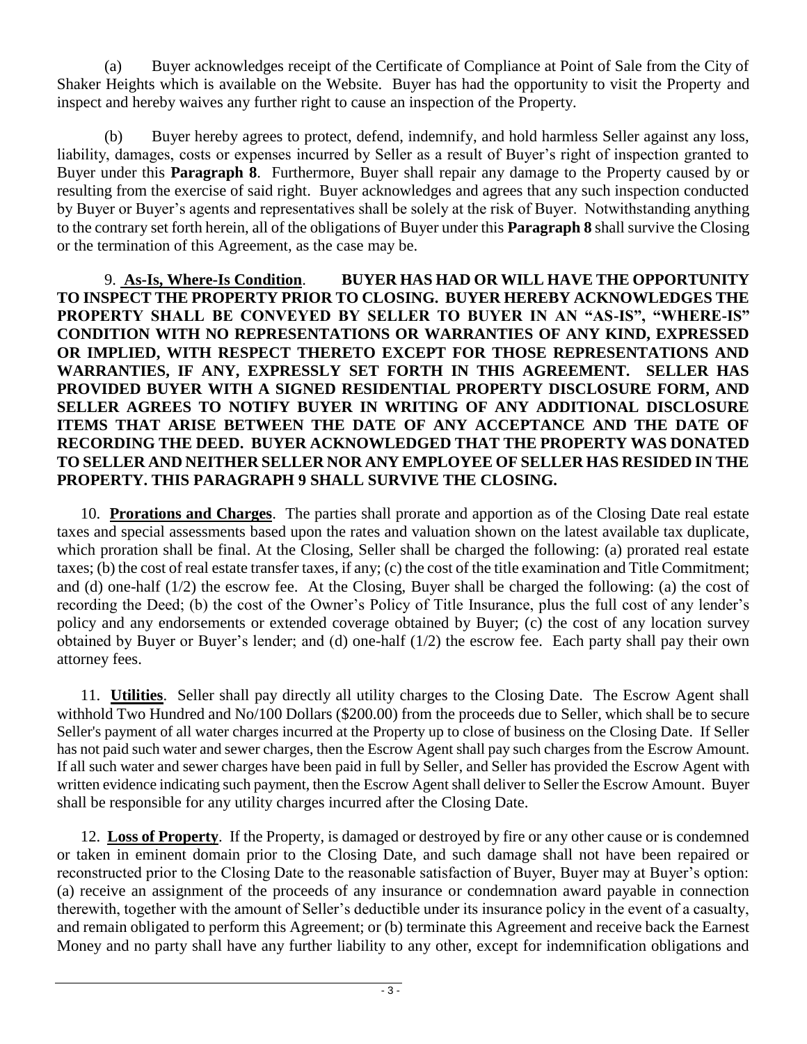(a) Buyer acknowledges receipt of the Certificate of Compliance at Point of Sale from the City of Shaker Heights which is available on the Website. Buyer has had the opportunity to visit the Property and inspect and hereby waives any further right to cause an inspection of the Property.

(b) Buyer hereby agrees to protect, defend, indemnify, and hold harmless Seller against any loss, liability, damages, costs or expenses incurred by Seller as a result of Buyer's right of inspection granted to Buyer under this **Paragraph 8**. Furthermore, Buyer shall repair any damage to the Property caused by or resulting from the exercise of said right. Buyer acknowledges and agrees that any such inspection conducted by Buyer or Buyer's agents and representatives shall be solely at the risk of Buyer. Notwithstanding anything to the contrary set forth herein, all of the obligations of Buyer under this **Paragraph 8** shall survive the Closing or the termination of this Agreement, as the case may be.

9. **As-Is, Where-Is Condition**. **BUYER HAS HAD OR WILL HAVE THE OPPORTUNITY TO INSPECT THE PROPERTY PRIOR TO CLOSING. BUYER HEREBY ACKNOWLEDGES THE PROPERTY SHALL BE CONVEYED BY SELLER TO BUYER IN AN "AS-IS", "WHERE-IS" CONDITION WITH NO REPRESENTATIONS OR WARRANTIES OF ANY KIND, EXPRESSED OR IMPLIED, WITH RESPECT THERETO EXCEPT FOR THOSE REPRESENTATIONS AND WARRANTIES, IF ANY, EXPRESSLY SET FORTH IN THIS AGREEMENT. SELLER HAS PROVIDED BUYER WITH A SIGNED RESIDENTIAL PROPERTY DISCLOSURE FORM, AND SELLER AGREES TO NOTIFY BUYER IN WRITING OF ANY ADDITIONAL DISCLOSURE ITEMS THAT ARISE BETWEEN THE DATE OF ANY ACCEPTANCE AND THE DATE OF RECORDING THE DEED. BUYER ACKNOWLEDGED THAT THE PROPERTY WAS DONATED TO SELLER AND NEITHER SELLER NOR ANY EMPLOYEE OF SELLER HAS RESIDED IN THE PROPERTY. THIS PARAGRAPH 9 SHALL SURVIVE THE CLOSING.**

10. **Prorations and Charges**. The parties shall prorate and apportion as of the Closing Date real estate taxes and special assessments based upon the rates and valuation shown on the latest available tax duplicate, which proration shall be final. At the Closing, Seller shall be charged the following: (a) prorated real estate taxes; (b) the cost of real estate transfer taxes, if any; (c) the cost of the title examination and Title Commitment; and (d) one-half (1/2) the escrow fee. At the Closing, Buyer shall be charged the following: (a) the cost of recording the Deed; (b) the cost of the Owner's Policy of Title Insurance, plus the full cost of any lender's policy and any endorsements or extended coverage obtained by Buyer; (c) the cost of any location survey obtained by Buyer or Buyer's lender; and (d) one-half (1/2) the escrow fee. Each party shall pay their own attorney fees.

11. **Utilities**. Seller shall pay directly all utility charges to the Closing Date. The Escrow Agent shall withhold Two Hundred and No/100 Dollars ($200.00) from the proceeds due to Seller, which shall be to secure Seller's payment of all water charges incurred at the Property up to close of business on the Closing Date. If Seller has not paid such water and sewer charges, then the Escrow Agent shall pay such charges from the Escrow Amount. If all such water and sewer charges have been paid in full by Seller, and Seller has provided the Escrow Agent with written evidence indicating such payment, then the Escrow Agent shall deliver to Seller the Escrow Amount. Buyer shall be responsible for any utility charges incurred after the Closing Date.

12. **Loss of Property**. If the Property, is damaged or destroyed by fire or any other cause or is condemned or taken in eminent domain prior to the Closing Date, and such damage shall not have been repaired or reconstructed prior to the Closing Date to the reasonable satisfaction of Buyer, Buyer may at Buyer's option: (a) receive an assignment of the proceeds of any insurance or condemnation award payable in connection therewith, together with the amount of Seller's deductible under its insurance policy in the event of a casualty, and remain obligated to perform this Agreement; or (b) terminate this Agreement and receive back the Earnest Money and no party shall have any further liability to any other, except for indemnification obligations and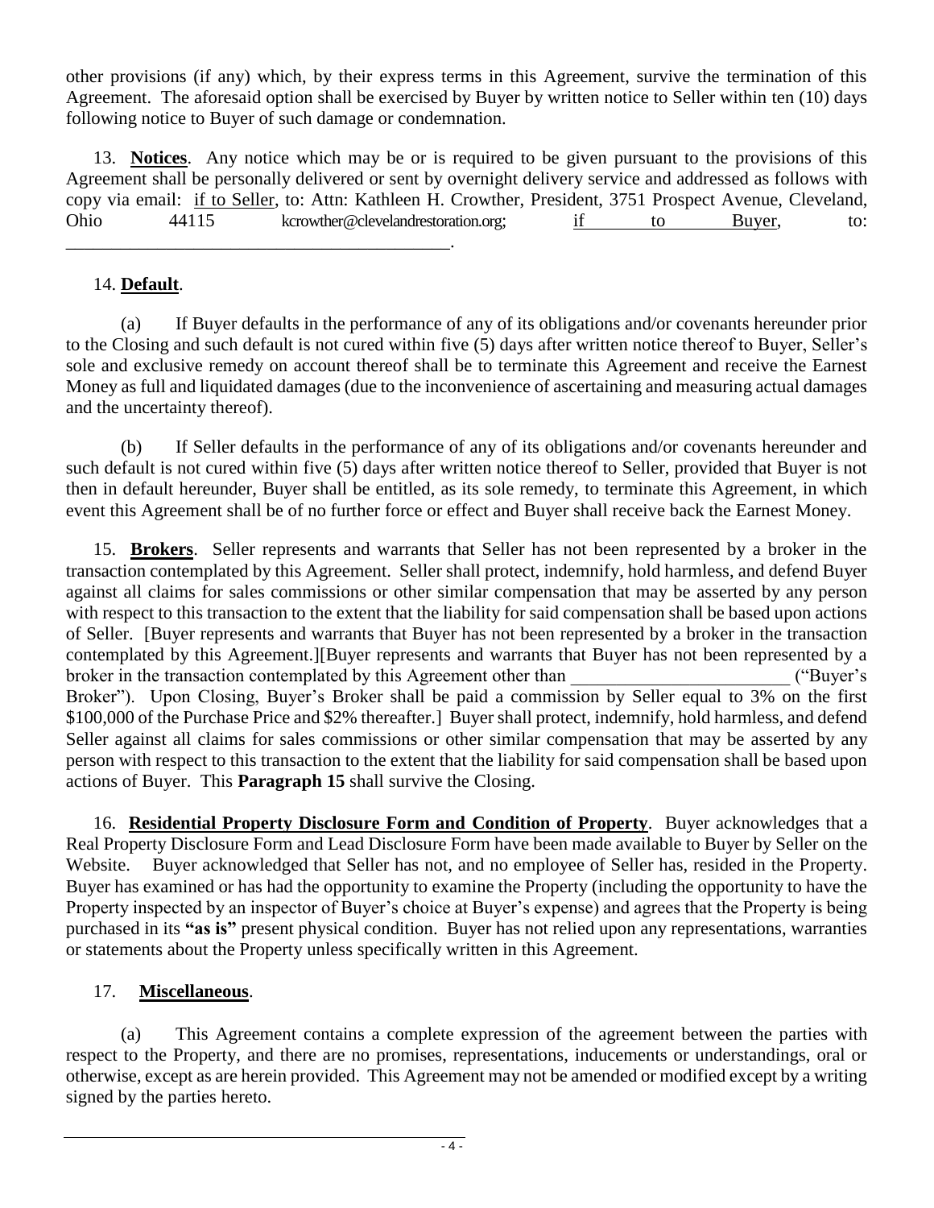other provisions (if any) which, by their express terms in this Agreement, survive the termination of this Agreement. The aforesaid option shall be exercised by Buyer by written notice to Seller within ten (10) days following notice to Buyer of such damage or condemnation.

13. **Notices**. Any notice which may be or is required to be given pursuant to the provisions of this Agreement shall be personally delivered or sent by overnight delivery service and addressed as follows with copy via email: if to Seller, to: Attn: Kathleen H. Crowther, President, 3751 Prospect Avenue, Cleveland, Ohio 44115 kcrowther@clevelandrestoration.org; if to Buyer, to: ___________________________________________.

14. **Default**.

(a) If Buyer defaults in the performance of any of its obligations and/or covenants hereunder prior to the Closing and such default is not cured within five (5) days after written notice thereof to Buyer, Seller's sole and exclusive remedy on account thereof shall be to terminate this Agreement and receive the Earnest Money as full and liquidated damages (due to the inconvenience of ascertaining and measuring actual damages and the uncertainty thereof).

(b) If Seller defaults in the performance of any of its obligations and/or covenants hereunder and such default is not cured within five (5) days after written notice thereof to Seller, provided that Buyer is not then in default hereunder, Buyer shall be entitled, as its sole remedy, to terminate this Agreement, in which event this Agreement shall be of no further force or effect and Buyer shall receive back the Earnest Money.

15. **Brokers**. Seller represents and warrants that Seller has not been represented by a broker in the transaction contemplated by this Agreement. Seller shall protect, indemnify, hold harmless, and defend Buyer against all claims for sales commissions or other similar compensation that may be asserted by any person with respect to this transaction to the extent that the liability for said compensation shall be based upon actions of Seller. [Buyer represents and warrants that Buyer has not been represented by a broker in the transaction contemplated by this Agreement.][Buyer represents and warrants that Buyer has not been represented by a broker in the transaction contemplated by this Agreement other than ________________________ ("Buyer's Broker"). Upon Closing, Buyer's Broker shall be paid a commission by Seller equal to 3% on the first $100,000 of the Purchase Price and $2% thereafter.] Buyer shall protect, indemnify, hold harmless, and defend Seller against all claims for sales commissions or other similar compensation that may be asserted by any person with respect to this transaction to the extent that the liability for said compensation shall be based upon actions of Buyer. This **Paragraph 15** shall survive the Closing.

16. **Residential Property Disclosure Form and Condition of Property**. Buyer acknowledges that a Real Property Disclosure Form and Lead Disclosure Form have been made available to Buyer by Seller on the Website. Buyer acknowledged that Seller has not, and no employee of Seller has, resided in the Property. Buyer has examined or has had the opportunity to examine the Property (including the opportunity to have the Property inspected by an inspector of Buyer's choice at Buyer's expense) and agrees that the Property is being purchased in its **"as is"** present physical condition. Buyer has not relied upon any representations, warranties or statements about the Property unless specifically written in this Agreement.

17. **Miscellaneous**.

(a) This Agreement contains a complete expression of the agreement between the parties with respect to the Property, and there are no promises, representations, inducements or understandings, oral or otherwise, except as are herein provided. This Agreement may not be amended or modified except by a writing signed by the parties hereto.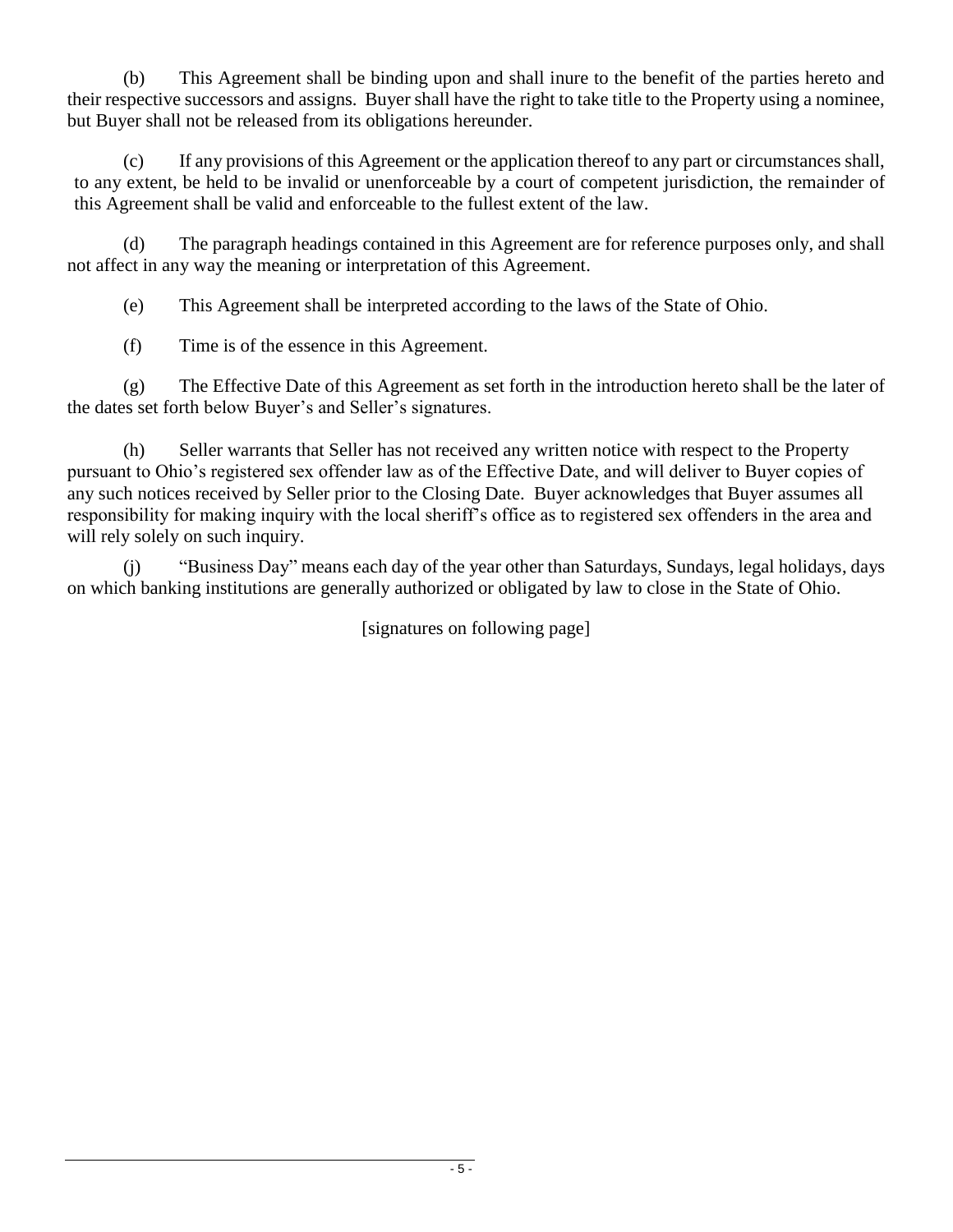(b) This Agreement shall be binding upon and shall inure to the benefit of the parties hereto and their respective successors and assigns. Buyer shall have the right to take title to the Property using a nominee, but Buyer shall not be released from its obligations hereunder.

(c) If any provisions of this Agreement or the application thereof to any part or circumstances shall, to any extent, be held to be invalid or unenforceable by a court of competent jurisdiction, the remainder of this Agreement shall be valid and enforceable to the fullest extent of the law.

(d) The paragraph headings contained in this Agreement are for reference purposes only, and shall not affect in any way the meaning or interpretation of this Agreement.

(e) This Agreement shall be interpreted according to the laws of the State of Ohio.

(f) Time is of the essence in this Agreement.

(g) The Effective Date of this Agreement as set forth in the introduction hereto shall be the later of the dates set forth below Buyer's and Seller's signatures.

(h) Seller warrants that Seller has not received any written notice with respect to the Property pursuant to Ohio's registered sex offender law as of the Effective Date, and will deliver to Buyer copies of any such notices received by Seller prior to the Closing Date. Buyer acknowledges that Buyer assumes all responsibility for making inquiry with the local sheriff's office as to registered sex offenders in the area and will rely solely on such inquiry.

(j) "Business Day" means each day of the year other than Saturdays, Sundays, legal holidays, days on which banking institutions are generally authorized or obligated by law to close in the State of Ohio.

[signatures on following page]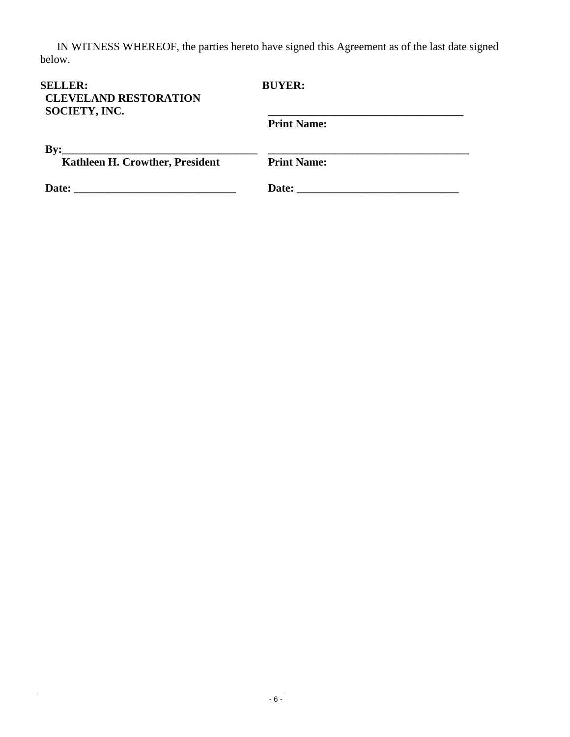IN WITNESS WHEREOF, the parties hereto have signed this Agreement as of the last date signed below.

| **SELLER:** | **BUYER:** |
| --- | --- |
| **CLEVELAND RESTORATION SOCIETY, INC.** | ___________________________________ |
| | **Print Name:** |
| **By:**___________________________________ | ___________________________________ |
| **Kathleen H. Crowther, President** | **Print Name:** |
| **Date:** ____________________________ | **Date:** ____________________________ |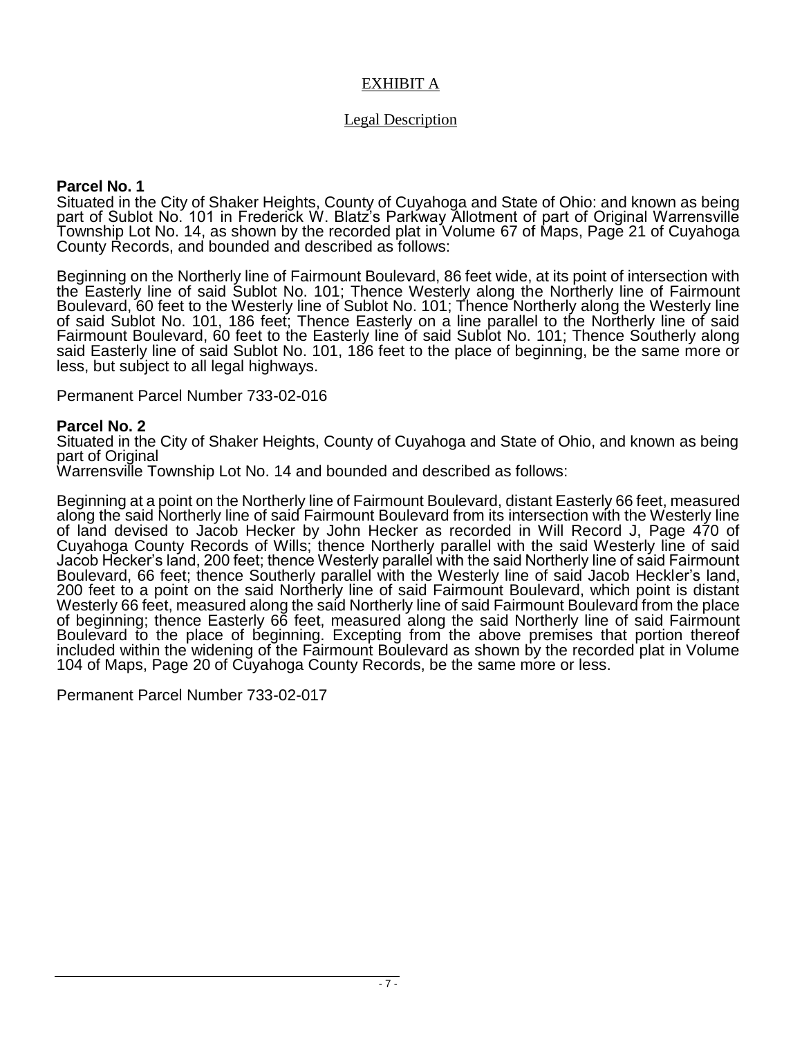# EXHIBIT A

## Legal Description

**Parcel No. 1**
Situated in the City of Shaker Heights, County of Cuyahoga and State of Ohio: and known as being part of Sublot No. 101 in Frederick W. Blatz's Parkway Allotment of part of Original Warrensville Township Lot No. 14, as shown by the recorded plat in Volume 67 of Maps, Page 21 of Cuyahoga County Records, and bounded and described as follows:

Beginning on the Northerly line of Fairmount Boulevard, 86 feet wide, at its point of intersection with the Easterly line of said Sublot No. 101; Thence Westerly along the Northerly line of Fairmount Boulevard, 60 feet to the Westerly line of Sublot No. 101; Thence Northerly along the Westerly line of said Sublot No. 101, 186 feet; Thence Easterly on a line parallel to the Northerly line of said Fairmount Boulevard, 60 feet to the Easterly line of said Sublot No. 101; Thence Southerly along said Easterly line of said Sublot No. 101, 186 feet to the place of beginning, be the same more or less, but subject to all legal highways.

Permanent Parcel Number 733-02-016

**Parcel No. 2**
Situated in the City of Shaker Heights, County of Cuyahoga and State of Ohio, and known as being part of Original
Warrensville Township Lot No. 14 and bounded and described as follows:

Beginning at a point on the Northerly line of Fairmount Boulevard, distant Easterly 66 feet, measured along the said Northerly line of said Fairmount Boulevard from its intersection with the Westerly line of land devised to Jacob Hecker by John Hecker as recorded in Will Record J, Page 470 of Cuyahoga County Records of Wills; thence Northerly parallel with the said Westerly line of said Jacob Hecker's land, 200 feet; thence Westerly parallel with the said Northerly line of said Fairmount Boulevard, 66 feet; thence Southerly parallel with the Westerly line of said Jacob Heckler's land, 200 feet to a point on the said Northerly line of said Fairmount Boulevard, which point is distant Westerly 66 feet, measured along the said Northerly line of said Fairmount Boulevard from the place of beginning; thence Easterly 66 feet, measured along the said Northerly line of said Fairmount Boulevard to the place of beginning. Excepting from the above premises that portion thereof included within the widening of the Fairmount Boulevard as shown by the recorded plat in Volume 104 of Maps, Page 20 of Cuyahoga County Records, be the same more or less.

Permanent Parcel Number 733-02-017